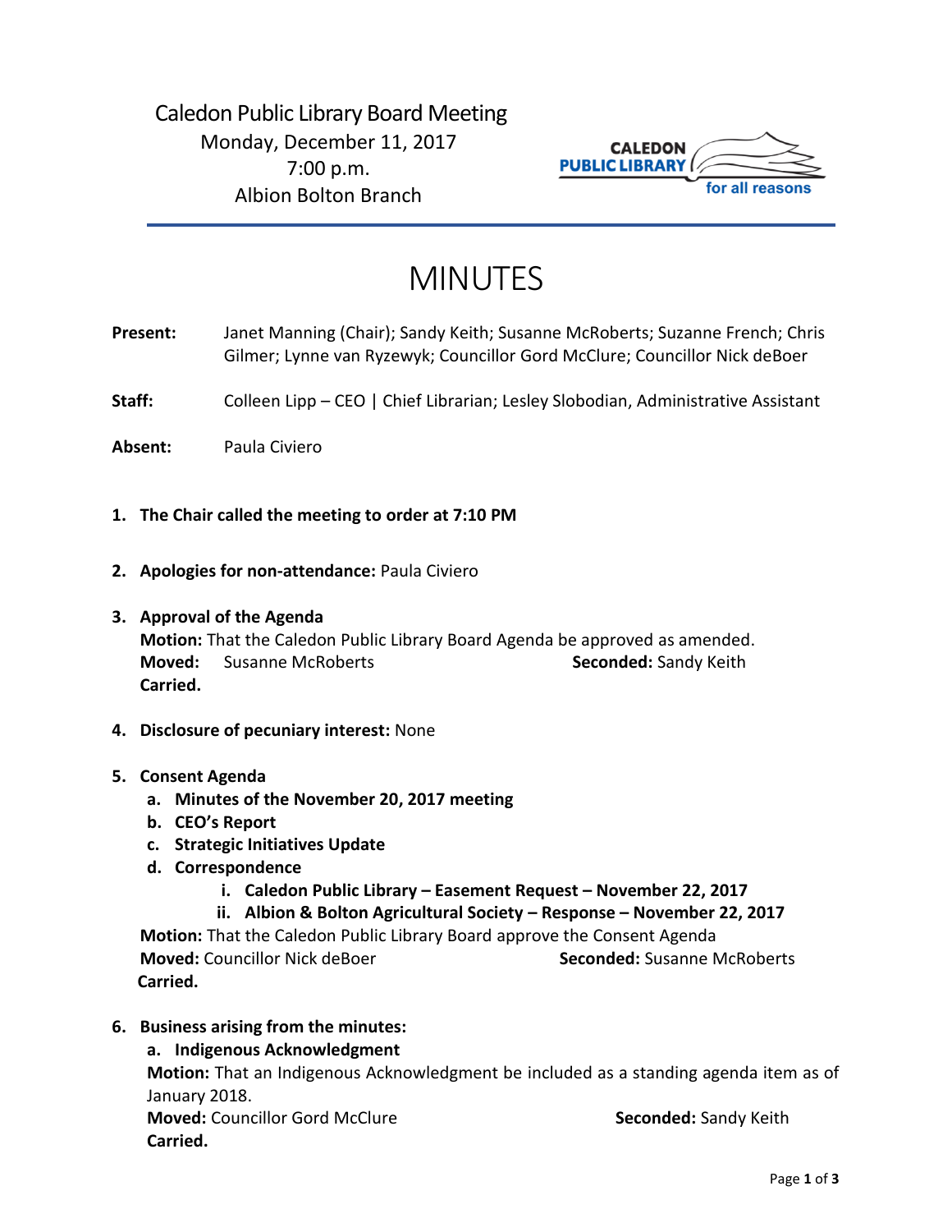Caledon Public Library Board Meeting
Monday, December 11, 2017
7:00 p.m.
Albion Bolton Branch

# MINUTES

**Present:** Janet Manning (Chair); Sandy Keith; Susanne McRoberts; Suzanne French; Chris Gilmer; Lynne van Ryzewyk; Councillor Gord McClure; Councillor Nick deBoer

**Staff:** Colleen Lipp – CEO | Chief Librarian; Lesley Slobodian, Administrative Assistant

**Absent:** Paula Civiero

1. **The Chair called the meeting to order at 7:10 PM**

2. **Apologies for non-attendance:** Paula Civiero

3. **Approval of the Agenda**
   **Motion:** That the Caledon Public Library Board Agenda be approved as amended.
   **Moved:** Susanne McRoberts **Seconded:** Sandy Keith
   **Carried.**

4. **Disclosure of pecuniary interest:** None

5. **Consent Agenda**
   a. **Minutes of the November 20, 2017 meeting**
   b. **CEO's Report**
   c. **Strategic Initiatives Update**
   d. **Correspondence**
      i. **Caledon Public Library – Easement Request – November 22, 2017**
      ii. **Albion & Bolton Agricultural Society – Response – November 22, 2017**

   **Motion:** That the Caledon Public Library Board approve the Consent Agenda
   **Moved:** Councillor Nick deBoer **Seconded:** Susanne McRoberts
   **Carried.**

6. **Business arising from the minutes:**
   a. **Indigenous Acknowledgment**
   **Motion:** That an Indigenous Acknowledgment be included as a standing agenda item as of January 2018.
   **Moved:** Councillor Gord McClure **Seconded:** Sandy Keith
   **Carried.**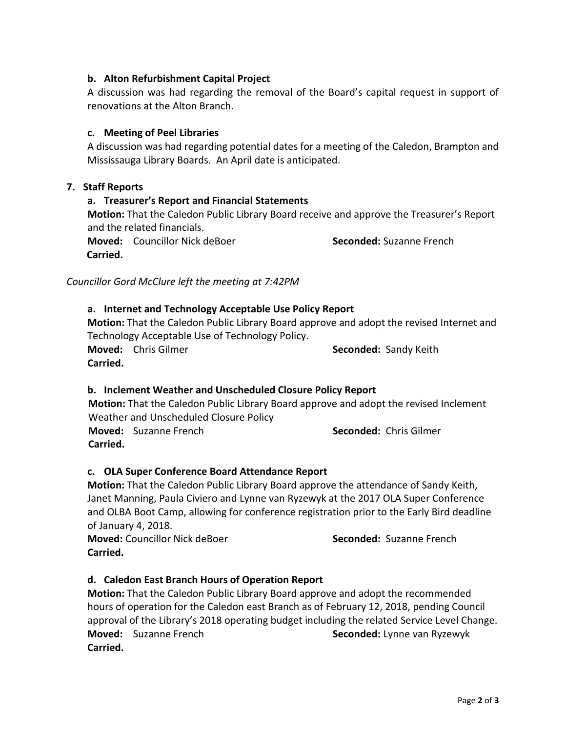**b. Alton Refurbishment Capital Project**

A discussion was had regarding the removal of the Board's capital request in support of renovations at the Alton Branch.

**c. Meeting of Peel Libraries**

A discussion was had regarding potential dates for a meeting of the Caledon, Brampton and Mississauga Library Boards. An April date is anticipated.

**7. Staff Reports**

**a. Treasurer's Report and Financial Statements**

**Motion:** That the Caledon Public Library Board receive and approve the Treasurer's Report and the related financials.

**Moved:** Councillor Nick deBoer **Seconded:** Suzanne French

**Carried.**

*Councillor Gord McClure left the meeting at 7:42PM*

**a. Internet and Technology Acceptable Use Policy Report**

**Motion:** That the Caledon Public Library Board approve and adopt the revised Internet and Technology Acceptable Use of Technology Policy.

**Moved:** Chris Gilmer **Seconded:** Sandy Keith

**Carried.**

**b. Inclement Weather and Unscheduled Closure Policy Report**

**Motion:** That the Caledon Public Library Board approve and adopt the revised Inclement Weather and Unscheduled Closure Policy

**Moved:** Suzanne French **Seconded:** Chris Gilmer

**Carried.**

**c. OLA Super Conference Board Attendance Report**

**Motion:** That the Caledon Public Library Board approve the attendance of Sandy Keith, Janet Manning, Paula Civiero and Lynne van Ryzewyk at the 2017 OLA Super Conference and OLBA Boot Camp, allowing for conference registration prior to the Early Bird deadline of January 4, 2018.

**Moved:** Councillor Nick deBoer **Seconded:** Suzanne French

**Carried.**

**d. Caledon East Branch Hours of Operation Report**

**Motion:** That the Caledon Public Library Board approve and adopt the recommended hours of operation for the Caledon east Branch as of February 12, 2018, pending Council approval of the Library's 2018 operating budget including the related Service Level Change.

**Moved:** Suzanne French **Seconded:** Lynne van Ryzewyk

**Carried.**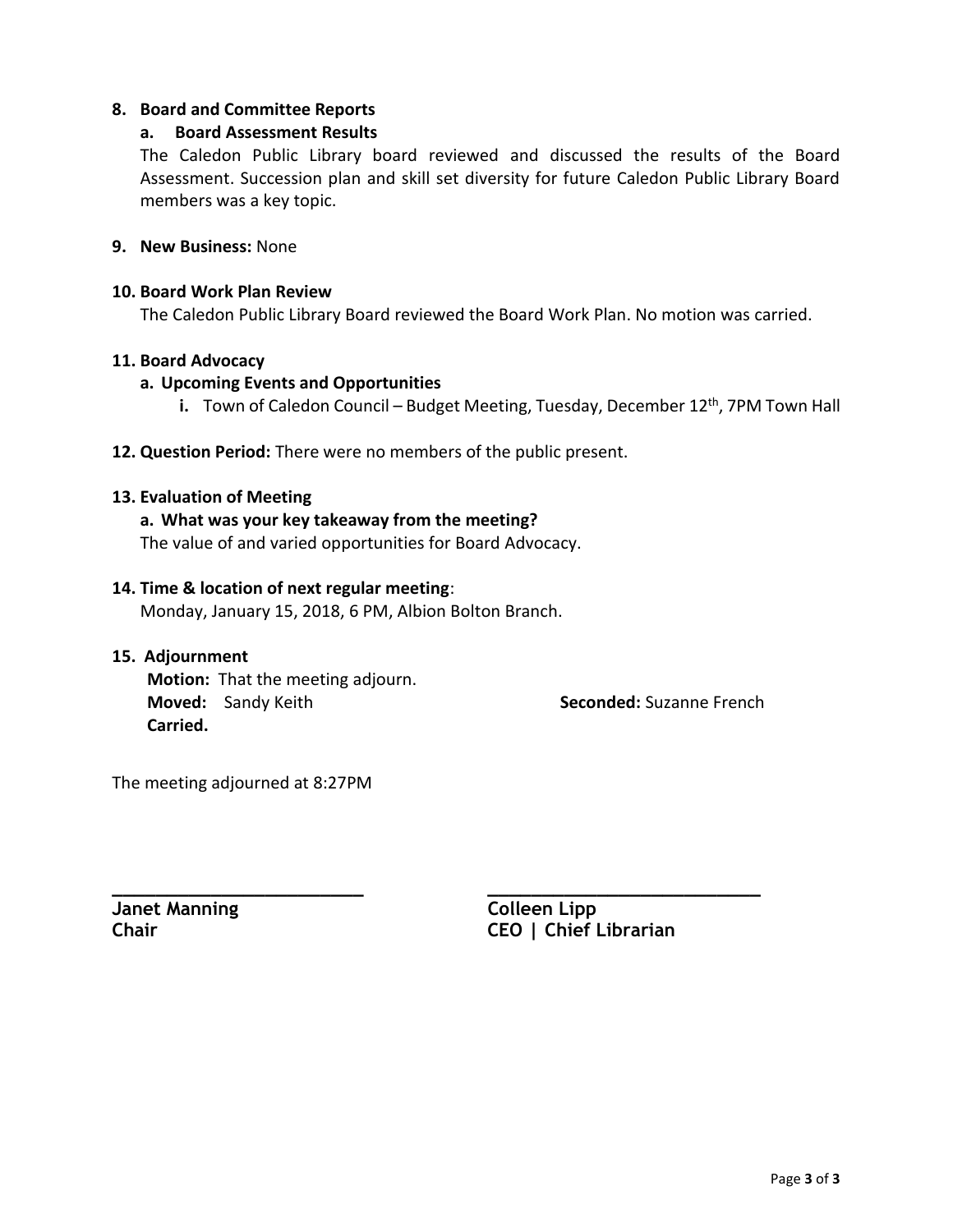**8. Board and Committee Reports**

**a. Board Assessment Results**

The Caledon Public Library board reviewed and discussed the results of the Board Assessment. Succession plan and skill set diversity for future Caledon Public Library Board members was a key topic.

**9. New Business:** None

**10. Board Work Plan Review**

The Caledon Public Library Board reviewed the Board Work Plan. No motion was carried.

**11. Board Advocacy**

**a. Upcoming Events and Opportunities**

**i.** Town of Caledon Council – Budget Meeting, Tuesday, December 12th, 7PM Town Hall

**12. Question Period:** There were no members of the public present.

**13. Evaluation of Meeting**

**a. What was your key takeaway from the meeting?**

The value of and varied opportunities for Board Advocacy.

**14. Time & location of next regular meeting**:

Monday, January 15, 2018, 6 PM, Albion Bolton Branch.

**15. Adjournment**

**Motion:** That the meeting adjourn.

**Moved:** Sandy Keith **Seconded:** Suzanne French

**Carried.**

The meeting adjourned at 8:27PM

_________________________

**Janet Manning**
**Chair**

_________________________

**Colleen Lipp**
**CEO | Chief Librarian**